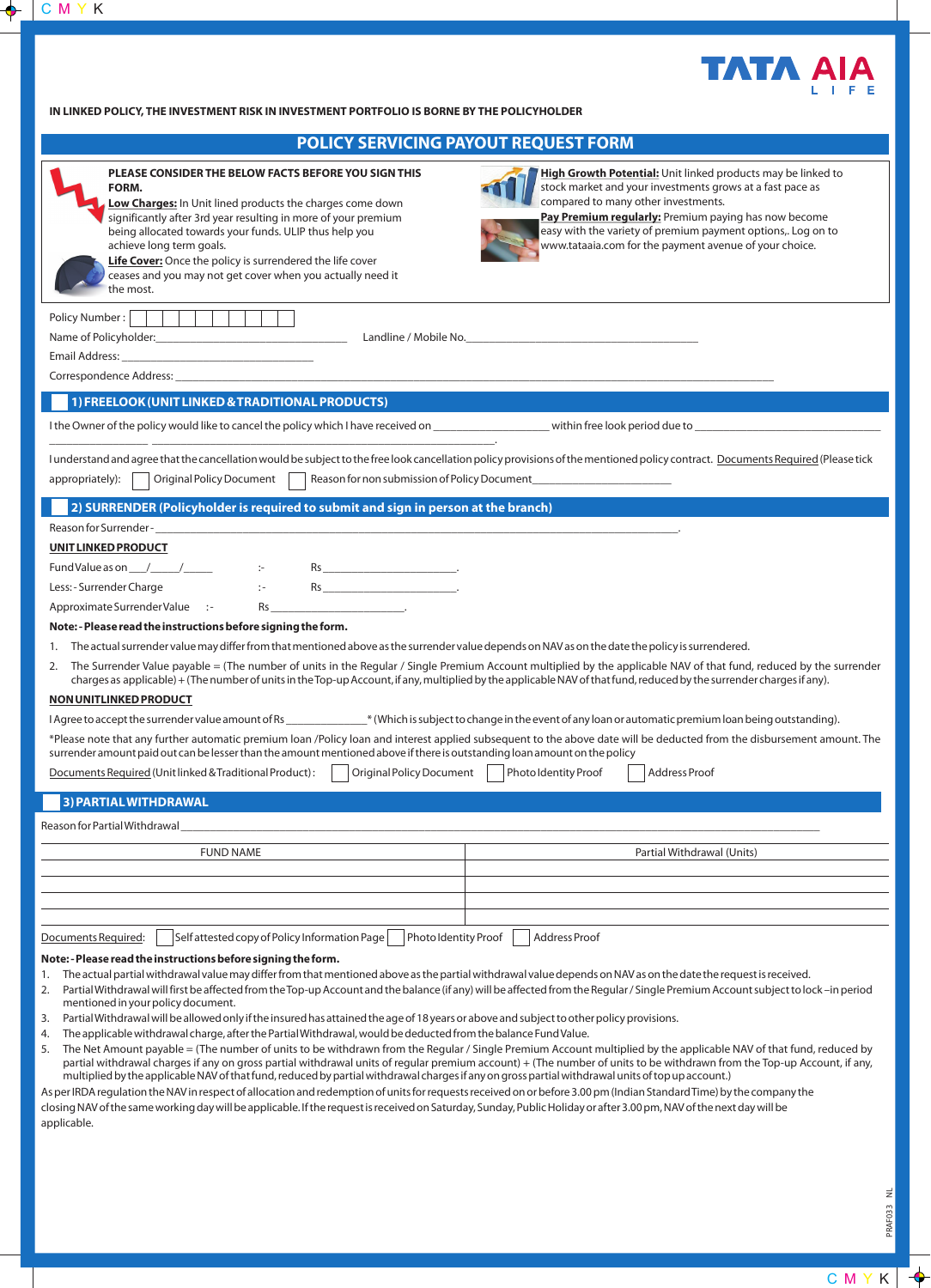TATA AIA LIFE

**IN LINKED POLICY, THE INVESTMENT RISK IN INVESTMENT PORTFOLIO IS BORNE BY THE POLICYHOLDER**

# POLICY SERVICING PAYOUT REQUEST FORM

**PLEASE CONSIDER THE BELOW FACTS BEFORE YOU SIGN THIS FORM.**

**Low Charges:** In Unit lined products the charges come down significantly after 3rd year resulting in more of your premium being allocated towards your funds. ULIP thus help you achieve long term goals.

**Life Cover:** Once the policy is surrendered the life cover ceases and you may not get cover when you actually need it the most.

**High Growth Potential:** Unit linked products may be linked to stock market and your investments grows at a fast pace as compared to many other investments.

**Pay Premium regularly:** Premium paying has now become easy with the variety of premium payment options,. Log on to www.tataaia.com for the payment avenue of your choice.

Policy Number : ☐☐☐☐☐☐☐☐☐☐

Name of Policyholder:______________________________ Landline / Mobile No.______________________________

Email Address: ______________________________

Correspondence Address: ____________________________________________________________

## 1) FREELOOK (UNIT LINKED & TRADITIONAL PRODUCTS)

I the Owner of the policy would like to cancel the policy which I have received on ________________ within free look period due to ______________________________ ________________ ____________________________________________.

I understand and agree that the cancellation would be subject to the free look cancellation policy provisions of the mentioned policy contract. Documents Required (Please tick appropriately): ☐ Original Policy Document ☐ Reason for non submission of Policy Document____________________

## 2) SURRENDER (Policyholder is required to submit and sign in person at the branch)

Reason for Surrender - ____________________________________________________________.

**UNIT LINKED PRODUCT**

Fund Value as on ___/_____/_____ :- Rs ______________________.

Less: - Surrender Charge :- Rs ______________________.

Approximate Surrender Value :- Rs ______________________.

**Note: - Please read the instructions before signing the form.**

1. The actual surrender value may differ from that mentioned above as the surrender value depends on NAV as on the date the policy is surrendered.
2. The Surrender Value payable = (The number of units in the Regular / Single Premium Account multiplied by the applicable NAV of that fund, reduced by the surrender charges as applicable) + (The number of units in the Top-up Account, if any, multiplied by the applicable NAV of that fund, reduced by the surrender charges if any).

**NON UNITLINKED PRODUCT**

I Agree to accept the surrender value amount of Rs ____________* (Which is subject to change in the event of any loan or automatic premium loan being outstanding).

*Please note that any further automatic premium loan /Policy loan and interest applied subsequent to the above date will be deducted from the disbursement amount. The surrender amount paid out can be lesser than the amount mentioned above if there is outstanding loan amount on the policy

Documents Required (Unit linked & Traditional Product) : ☐ Original Policy Document ☐ Photo Identity Proof ☐ Address Proof

## 3) PARTIAL WITHDRAWAL

Reason for Partial Withdrawal ____________________________________________________________

| FUND NAME | Partial Withdrawal (Units) |
|---|---|
| | |
| | |
| | |
| | |

Documents Required: ☐ Self attested copy of Policy Information Page ☐ Photo Identity Proof ☐ Address Proof

**Note: - Please read the instructions before signing the form.**

1. The actual partial withdrawal value may differ from that mentioned above as the partial withdrawal value depends on NAV as on the date the request is received.
2. Partial Withdrawal will first be affected from the Top-up Account and the balance (if any) will be affected from the Regular / Single Premium Account subject to lock –in period mentioned in your policy document.
3. Partial Withdrawal will be allowed only if the insured has attained the age of 18 years or above and subject to other policy provisions.
4. The applicable withdrawal charge, after the Partial Withdrawal, would be deducted from the balance Fund Value.
5. The Net Amount payable = (The number of units to be withdrawn from the Regular / Single Premium Account multiplied by the applicable NAV of that fund, reduced by partial withdrawal charges if any on gross partial withdrawal units of regular premium account) + (The number of units to be withdrawn from the Top-up Account, if any, multiplied by the applicable NAV of that fund, reduced by partial withdrawal charges if any on gross partial withdrawal units of top up account.)

As per IRDA regulation the NAV in respect of allocation and redemption of units for requests received on or before 3.00 pm (Indian Standard Time) by the company the closing NAV of the same working day will be applicable. If the request is received on Saturday, Sunday, Public Holiday or after 3.00 pm, NAV of the next day will be applicable.

PRAF033 NL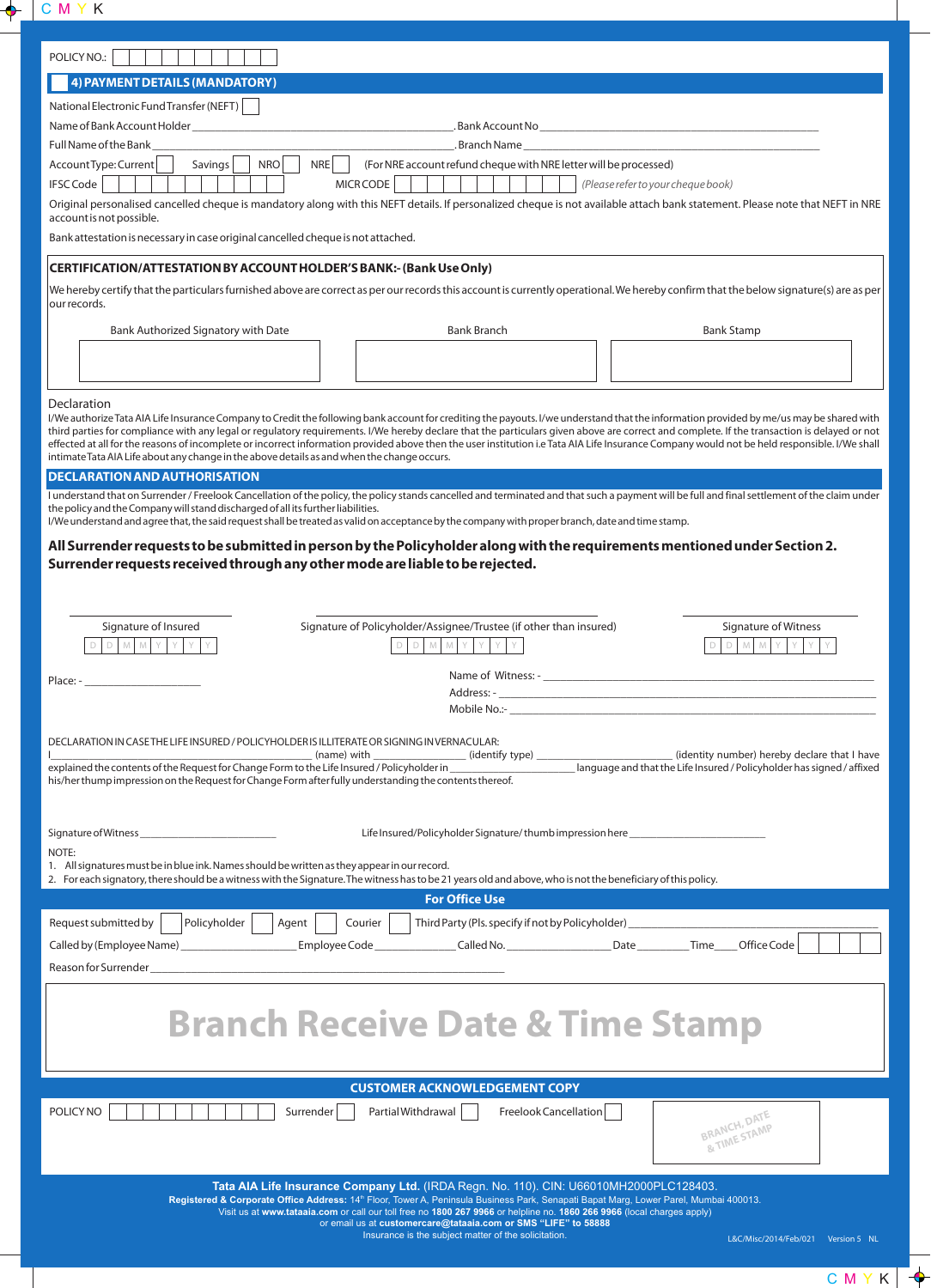POLICY NO.: ☐☐☐☐☐☐☐☐☐☐

## 4) PAYMENT DETAILS (MANDATORY)

National Electronic Fund Transfer (NEFT) ☐

Name of Bank Account Holder ______________________ Bank Account No ______________________

Full Name of the Bank ______________________ Branch Name ______________________

Account Type: Current ☐ Savings ☐ NRO ☐ NRE ☐ (For NRE account refund cheque with NRE letter will be processed)

IFSC Code ☐☐☐☐☐☐☐☐☐☐☐ MICR CODE ☐☐☐☐☐☐☐☐☐☐☐ *(Please refer to your cheque book)*

Original personalised cancelled cheque is mandatory along with this NEFT details. If personalized cheque is not available attach bank statement. Please note that NEFT in NRE account is not possible.

Bank attestation is necessary in case original cancelled cheque is not attached.

### CERTIFICATION/ATTESTATION BY ACCOUNT HOLDER'S BANK:- (Bank Use Only)

We hereby certify that the particulars furnished above are correct as per our records this account is currently operational. We hereby confirm that the below signature(s) are as per our records.

| Bank Authorized Signatory with Date | Bank Branch | Bank Stamp |
|---|---|---|
| | | |

Declaration

I/We authorize Tata AIA Life Insurance Company to Credit the following bank account for crediting the payouts. I/we understand that the information provided by me/us may be shared with third parties for compliance with any legal or regulatory requirements. I/We hereby declare that the particulars given above are correct and complete. If the transaction is delayed or not effected at all for the reasons of incomplete or incorrect information provided above then the user institution i.e Tata AIA Life Insurance Company would not be held responsible. I/We shall intimate Tata AIA Life about any change in the above details as and when the change occurs.

## DECLARATION AND AUTHORISATION

I understand that on Surrender / Freelook Cancellation of the policy, the policy stands cancelled and terminated and that such a payment will be full and final settlement of the claim under the policy and the Company will stand discharged of all its further liabilities.

I/We understand and agree that, the said request shall be treated as valid on acceptance by the company with proper branch, date and time stamp.

**All Surrender requests to be submitted in person by the Policyholder along with the requirements mentioned under Section 2. Surrender requests received through any other mode are liable to be rejected.**

| Signature of Insured | Signature of Policyholder/Assignee/Trustee (if other than insured) | Signature of Witness |
|---|---|---|
| D D M M Y Y Y Y | D D M M Y Y Y Y | D D M M Y Y Y Y |

Place: - ____________________

Name of Witness: - ______________________

Address: - ______________________

Mobile No.:- ______________________

DECLARATION IN CASE THE LIFE INSURED / POLICYHOLDER IS ILLITERATE OR SIGNING IN VERNACULAR:

I ______________________ (name) with ______________ (identify type) ______________________ (identity number) hereby declare that I have explained the contents of the Request for Change Form to the Life Insured / Policyholder in ______________ language and that the Life Insured / Policyholder has signed / affixed his/her thumb impression on the Request for Change Form after fully understanding the contents thereof.

Signature of Witness ______________________ Life Insured/Policyholder Signature/ thumb impression here ______________________

NOTE:

1. All signatures must be in blue ink. Names should be written as they appear in our record.
2. For each signatory, there should be a witness with the Signature. The witness has to be 21 years old and above, who is not the beneficiary of this policy.

## For Office Use

Request submitted by ☐ Policyholder ☐ Agent ☐ Courier ☐ Third Party (Pls. specify if not by Policyholder) ______________________

Called by (Employee Name) ______________ Employee Code ______________ Called No. ______________ Date ________ Time ____ Office Code ☐☐☐☐

Reason for Surrender ______________________

**Branch Receive Date & Time Stamp**

## CUSTOMER ACKNOWLEDGEMENT COPY

POLICY NO ☐☐☐☐☐☐☐☐☐☐ Surrender ☐ Partial Withdrawal ☐ Freelook Cancellation ☐

BRANCH, DATE & TIME STAMP

**Tata AIA Life Insurance Company Ltd.** (IRDA Regn. No. 110). CIN: U66010MH2000PLC128403.

**Registered & Corporate Office Address:** 14th Floor, Tower A, Peninsula Business Park, Senapati Bapat Marg, Lower Parel, Mumbai 400013.

Visit us at **www.tataaia.com** or call our toll free no **1800 267 9966** or helpline no. **1860 266 9966** (local charges apply) or email us at **customercare@tataaia.com or SMS "LIFE" to 58888**

Insurance is the subject matter of the solicitation.

L&C/Misc/2014/Feb/021 Version 5 NL